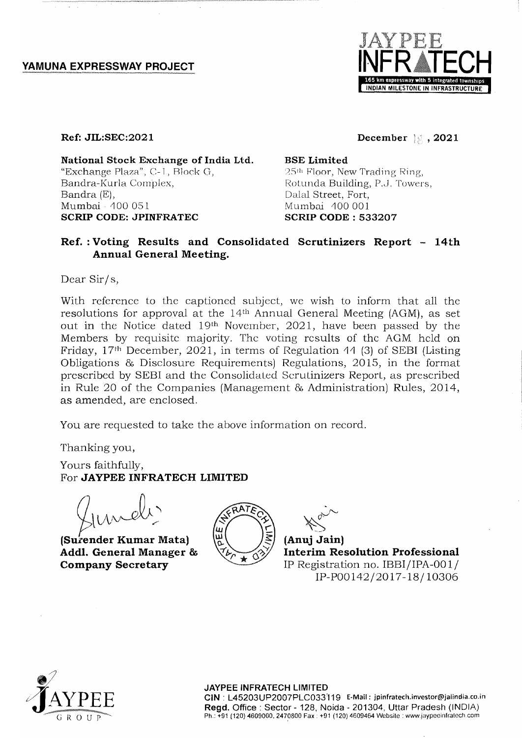**YAMUNA EXPRESSWAY PROJECT**

JAYPEE INFRATECH
165 km expressway with 5 integrated townships
INDIAN MILESTONE IN INFRASTRUCTURE

**Ref: JIL:SEC:2021** **December 18, 2021**

**National Stock Exchange of India Ltd.**
"Exchange Plaza", C-1, Block G,
Bandra-Kurla Complex,
Bandra (E),
Mumbai - 400 051
**SCRIP CODE: JPINFRATEC**

**BSE Limited**
25th Floor, New Trading Ring,
Rotunda Building, P.J. Towers,
Dalal Street, Fort,
Mumbai 400 001
**SCRIP CODE : 533207**

**Ref. : Voting Results and Consolidated Scrutinizers Report – 14th Annual General Meeting.**

Dear Sir/s,

With reference to the captioned subject, we wish to inform that all the resolutions for approval at the 14th Annual General Meeting (AGM), as set out in the Notice dated 19th November, 2021, have been passed by the Members by requisite majority. The voting results of the AGM held on Friday, 17th December, 2021, in terms of Regulation 44 (3) of SEBI (Listing Obligations & Disclosure Requirements) Regulations, 2015, in the format prescribed by SEBI and the Consolidated Scrutinizers Report, as prescribed in Rule 20 of the Companies (Management & Administration) Rules, 2014, as amended, are enclosed.

You are requested to take the above information on record.

Thanking you,

Yours faithfully,
For **JAYPEE INFRATECH LIMITED**

**(Surender Kumar Mata)**
**Addl. General Manager & Company Secretary**

**(Anuj Jain)**
**Interim Resolution Professional**
IP Registration no. IBBI/IPA-001/IP-P00142/2017-18/10306

**JAYPEE INFRATECH LIMITED**
CIN : L45203UP2007PLC033119 E-Mail : jpinfratech.investor@jalindia.co.in
**Regd.** Office : Sector - 128, Noida - 201304, Uttar Pradesh (INDIA)
Ph.: +91 (120) 4609000, 2470800 Fax : +91 (120) 4609464 Website : www.jaypeeinfratech.com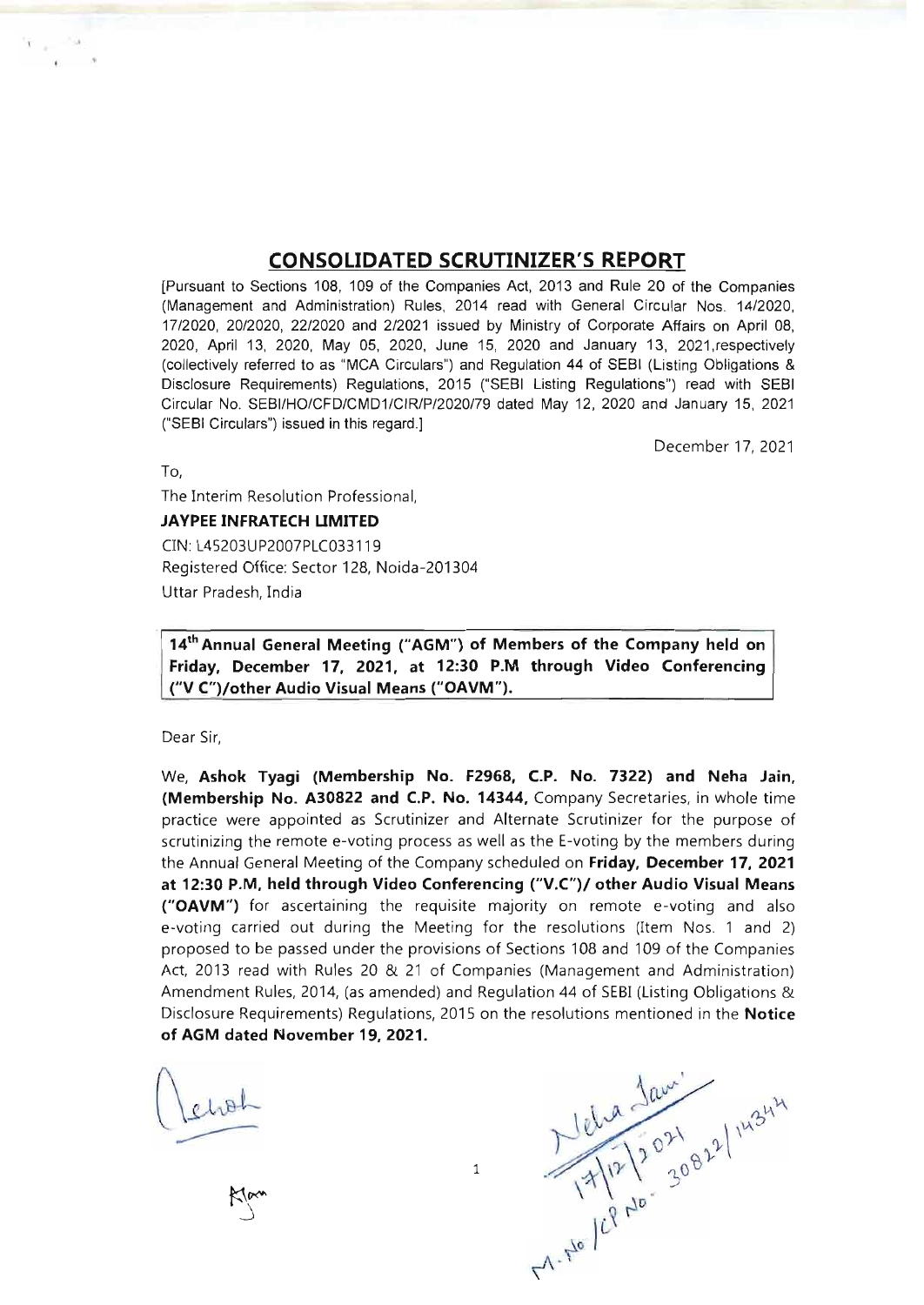# CONSOLIDATED SCRUTINIZER'S REPORT

[Pursuant to Sections 108, 109 of the Companies Act, 2013 and Rule 20 of the Companies (Management and Administration) Rules, 2014 read with General Circular Nos. 14/2020, 17/2020, 20/2020, 22/2020 and 2/2021 issued by Ministry of Corporate Affairs on April 08, 2020, April 13, 2020, May 05, 2020, June 15, 2020 and January 13, 2021,respectively (collectively referred to as "MCA Circulars") and Regulation 44 of SEBI (Listing Obligations & Disclosure Requirements) Regulations, 2015 ("SEBI Listing Regulations") read with SEBI Circular No. SEBI/HO/CFD/CMD1/CIR/P/2020/79 dated May 12, 2020 and January 15, 2021 ("SEBI Circulars") issued in this regard.]

December 17, 2021

To,

The Interim Resolution Professional,

**JAYPEE INFRATECH LIMITED**

CIN: L45203UP2007PLC033119

Registered Office: Sector 128, Noida-201304

Uttar Pradesh, India

**14th Annual General Meeting ("AGM") of Members of the Company held on Friday, December 17, 2021, at 12:30 P.M through Video Conferencing ("V C")/other Audio Visual Means ("OAVM").**

Dear Sir,

We, **Ashok Tyagi (Membership No. F2968, C.P. No. 7322) and Neha Jain, (Membership No. A30822 and C.P. No. 14344,** Company Secretaries, in whole time practice were appointed as Scrutinizer and Alternate Scrutinizer for the purpose of scrutinizing the remote e-voting process as well as the E-voting by the members during the Annual General Meeting of the Company scheduled on **Friday, December 17, 2021 at 12:30 P.M, held through Video Conferencing ("V.C")/ other Audio Visual Means ("OAVM")** for ascertaining the requisite majority on remote e-voting and also e-voting carried out during the Meeting for the resolutions (Item Nos. 1 and 2) proposed to be passed under the provisions of Sections 108 and 109 of the Companies Act, 2013 read with Rules 20 & 21 of Companies (Management and Administration) Amendment Rules, 2014, (as amended) and Regulation 44 of SEBI (Listing Obligations & Disclosure Requirements) Regulations, 2015 on the resolutions mentioned in the **Notice of AGM dated November 19, 2021.**

Neha Jain
17/12/2021
M. No /CP No. 30822/14344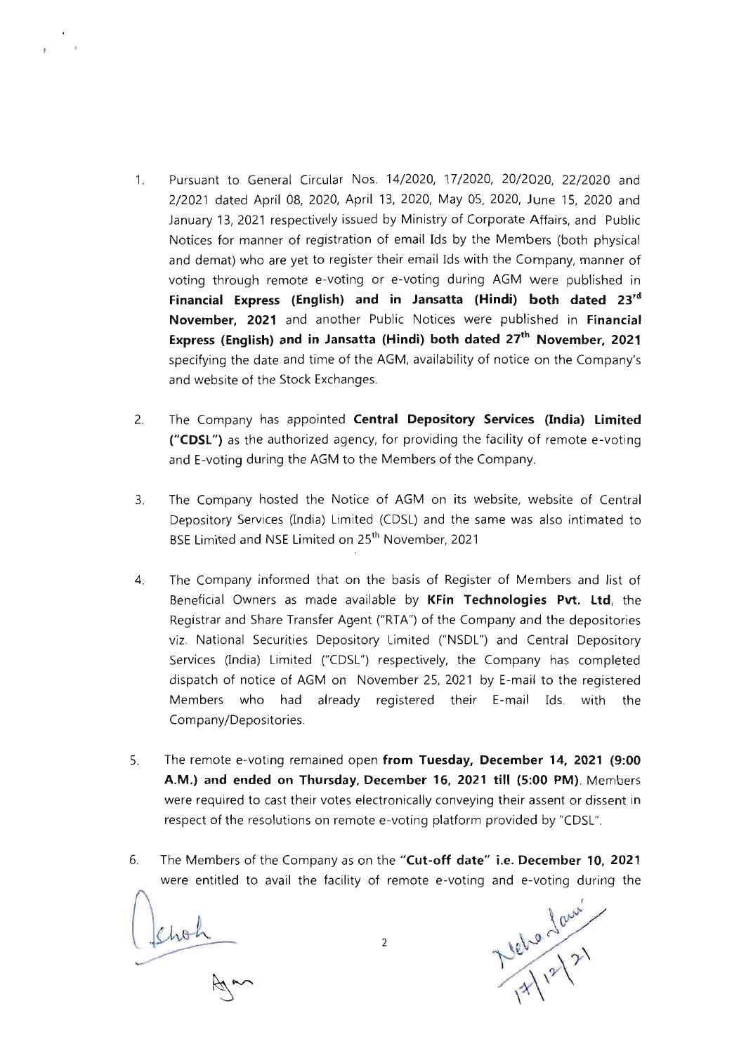1. Pursuant to General Circular Nos. 14/2020, 17/2020, 20/2020, 22/2020 and 2/2021 dated April 08, 2020, April 13, 2020, May 05, 2020, June 15, 2020 and January 13, 2021 respectively issued by Ministry of Corporate Affairs, and Public Notices for manner of registration of email Ids by the Members (both physical and demat) who are yet to register their email Ids with the Company, manner of voting through remote e-voting or e-voting during AGM were published in **Financial Express (English) and in Jansatta (Hindi) both dated 23rd November, 2021** and another Public Notices were published in **Financial Express (English) and in Jansatta (Hindi) both dated 27th November, 2021** specifying the date and time of the AGM, availability of notice on the Company's and website of the Stock Exchanges.

2. The Company has appointed **Central Depository Services (India) Limited ("CDSL")** as the authorized agency, for providing the facility of remote e-voting and E-voting during the AGM to the Members of the Company.

3. The Company hosted the Notice of AGM on its website, website of Central Depository Services (India) Limited (CDSL) and the same was also intimated to BSE Limited and NSE Limited on 25th November, 2021

4. The Company informed that on the basis of Register of Members and list of Beneficial Owners as made available by **KFin Technologies Pvt. Ltd**, the Registrar and Share Transfer Agent ("RTA") of the Company and the depositories viz. National Securities Depository Limited ("NSDL") and Central Depository Services (India) Limited ("CDSL") respectively, the Company has completed dispatch of notice of AGM on November 25, 2021 by E-mail to the registered Members who had already registered their E-mail Ids. with the Company/Depositories.

5. The remote e-voting remained open **from Tuesday, December 14, 2021 (9:00 A.M.) and ended on Thursday, December 16, 2021 till (5:00 PM)**. Members were required to cast their votes electronically conveying their assent or dissent in respect of the resolutions on remote e-voting platform provided by "CDSL".

6. The Members of the Company as on the **"Cut-off date" i.e. December 10, 2021** were entitled to avail the facility of remote e-voting and e-voting during the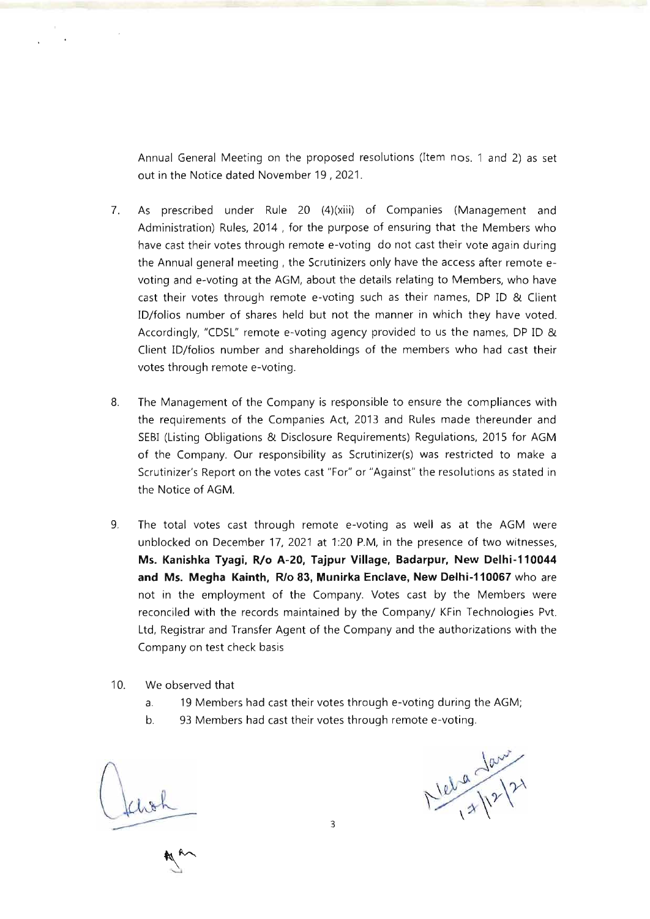Annual General Meeting on the proposed resolutions (Item nos. 1 and 2) as set out in the Notice dated November 19 , 2021.

7. As prescribed under Rule 20 (4)(xiii) of Companies (Management and Administration) Rules, 2014 , for the purpose of ensuring that the Members who have cast their votes through remote e-voting do not cast their vote again during the Annual general meeting , the Scrutinizers only have the access after remote e-voting and e-voting at the AGM, about the details relating to Members, who have cast their votes through remote e-voting such as their names, DP ID & Client ID/folios number of shares held but not the manner in which they have voted. Accordingly, "CDSL" remote e-voting agency provided to us the names, DP ID & Client ID/folios number and shareholdings of the members who had cast their votes through remote e-voting.

8. The Management of the Company is responsible to ensure the compliances with the requirements of the Companies Act, 2013 and Rules made thereunder and SEBI (Listing Obligations & Disclosure Requirements) Regulations, 2015 for AGM of the Company. Our responsibility as Scrutinizer(s) was restricted to make a Scrutinizer's Report on the votes cast "For" or "Against" the resolutions as stated in the Notice of AGM.

9. The total votes cast through remote e-voting as well as at the AGM were unblocked on December 17, 2021 at 1:20 P.M, in the presence of two witnesses, **Ms. Kanishka Tyagi, R/o A-20, Tajpur Village, Badarpur, New Delhi-110044 and Ms. Megha Kainth, R/o 83, Munirka Enclave, New Delhi-110067** who are not in the employment of the Company. Votes cast by the Members were reconciled with the records maintained by the Company/ KFin Technologies Pvt. Ltd, Registrar and Transfer Agent of the Company and the authorizations with the Company on test check basis

10. We observed that
    a. 19 Members had cast their votes through e-voting during the AGM;
    b. 93 Members had cast their votes through remote e-voting.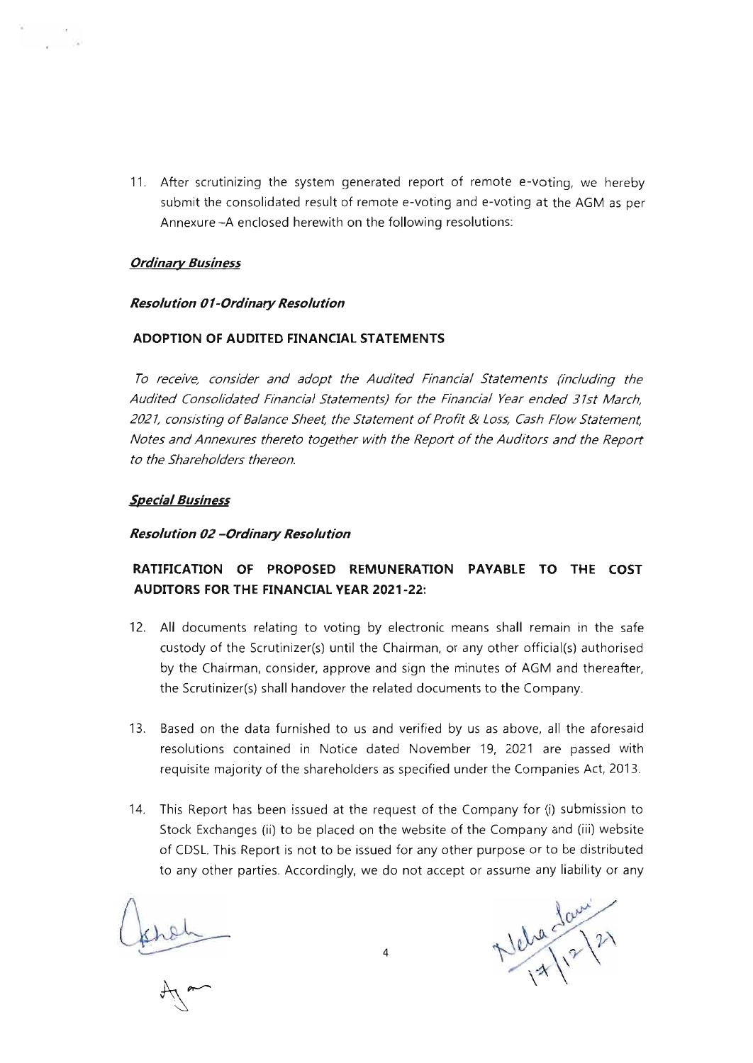11. After scrutinizing the system generated report of remote e-voting, we hereby submit the consolidated result of remote e-voting and e-voting at the AGM as per Annexure –A enclosed herewith on the following resolutions:

***Ordinary Business***

***Resolution 01-Ordinary Resolution***

**ADOPTION OF AUDITED FINANCIAL STATEMENTS**

*To receive, consider and adopt the Audited Financial Statements (including the Audited Consolidated Financial Statements) for the Financial Year ended 31st March, 2021, consisting of Balance Sheet, the Statement of Profit & Loss, Cash Flow Statement, Notes and Annexures thereto together with the Report of the Auditors and the Report to the Shareholders thereon.*

***Special Business***

***Resolution 02 –Ordinary Resolution***

**RATIFICATION OF PROPOSED REMUNERATION PAYABLE TO THE COST AUDITORS FOR THE FINANCIAL YEAR 2021-22:**

12. All documents relating to voting by electronic means shall remain in the safe custody of the Scrutinizer(s) until the Chairman, or any other official(s) authorised by the Chairman, consider, approve and sign the minutes of AGM and thereafter, the Scrutinizer(s) shall handover the related documents to the Company.

13. Based on the data furnished to us and verified by us as above, all the aforesaid resolutions contained in Notice dated November 19, 2021 are passed with requisite majority of the shareholders as specified under the Companies Act, 2013.

14. This Report has been issued at the request of the Company for (i) submission to Stock Exchanges (ii) to be placed on the website of the Company and (iii) website of CDSL. This Report is not to be issued for any other purpose or to be distributed to any other parties. Accordingly, we do not accept or assume any liability or any

Neha Saini 17/12/21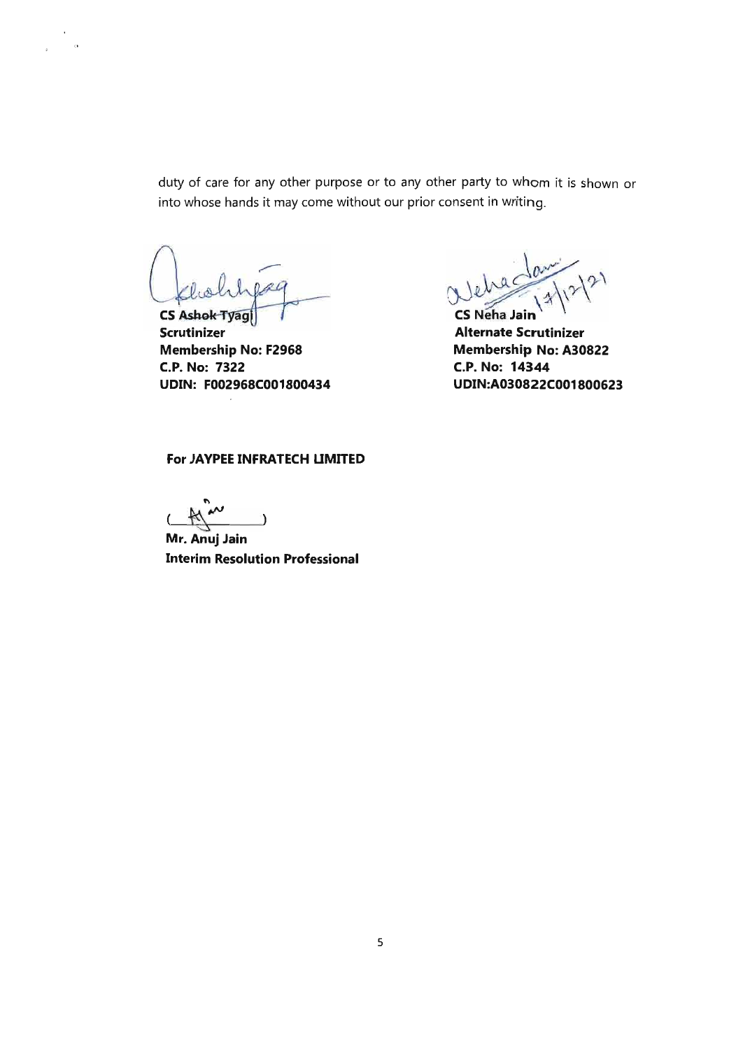duty of care for any other purpose or to any other party to whom it is shown or into whose hands it may come without our prior consent in writing.

| | |
|---|---|
| **CS Ashok Tyagi** | **CS Neha Jain** |
| **Scrutinizer** | **Alternate Scrutinizer** |
| **Membership No: F2968** | **Membership No: A30822** |
| **C.P. No: 7322** | **C.P. No: 14344** |
| **UDIN: F002968C001800434** | **UDIN:A030822C001800623** |

17/12/21

**For JAYPEE INFRATECH LIMITED**

( )

**Mr. Anuj Jain**
**Interim Resolution Professional**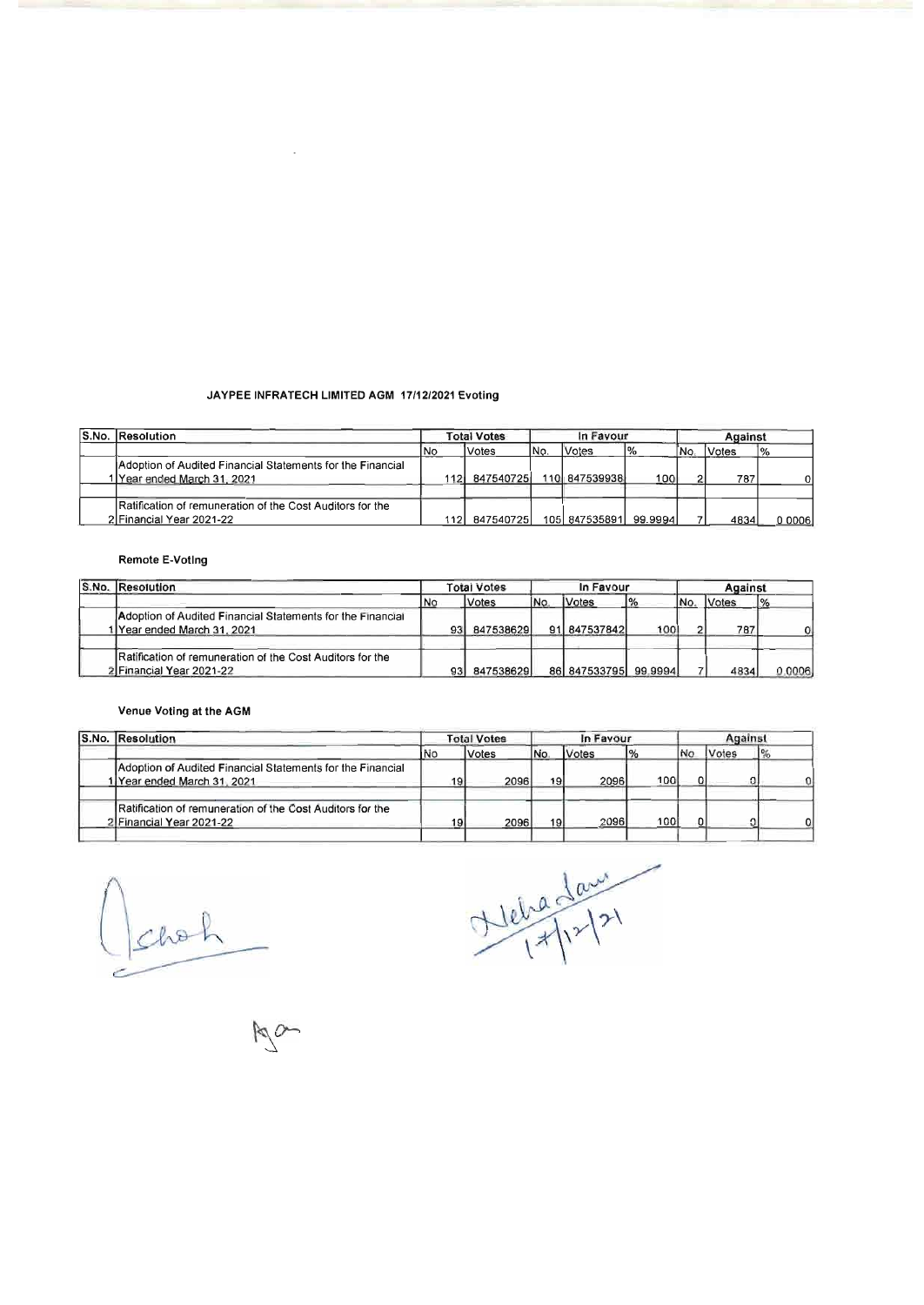**JAYPEE INFRATECH LIMITED AGM 17/12/2021 Evoting**

| S.No. | Resolution | Total Votes | | In Favour | | | Against | | |
|---|---|---|---|---|---|---|---|---|---|
| | | No | Votes | No. | Votes | % | No. | Votes | % |
| 1 | Adoption of Audited Financial Statements for the Financial Year ended March 31, 2021 | 112 | 847540725 | 110 | 847539938 | 100 | 2 | 787 | 0 |
| 2 | Ratification of remuneration of the Cost Auditors for the Financial Year 2021-22 | 112 | 847540725 | 105 | 847535891 | 99.9994 | 7 | 4834 | 0.0006 |

**Remote E-Voting**

| S.No. | Resolution | Total Votes | | In Favour | | | Against | | |
|---|---|---|---|---|---|---|---|---|---|
| | | No | Votes | No. | Votes | % | No. | Votes | % |
| 1 | Adoption of Audited Financial Statements for the Financial Year ended March 31, 2021 | 93 | 847538629 | 91 | 847537842 | 100 | 2 | 787 | 0 |
| 2 | Ratification of remuneration of the Cost Auditors for the Financial Year 2021-22 | 93 | 847538629 | 86 | 847533795 | 99.9994 | 7 | 4834 | 0.0006 |

**Venue Voting at the AGM**

| S.No. | Resolution | Total Votes | | In Favour | | | Against | | |
|---|---|---|---|---|---|---|---|---|---|
| | | No | Votes | No. | Votes | % | No | Votes | % |
| 1 | Adoption of Audited Financial Statements for the Financial Year ended March 31, 2021 | 19 | 2096 | 19 | 2096 | 100 | 0 | 0 | 0 |
| 2 | Ratification of remuneration of the Cost Auditors for the Financial Year 2021-22 | 19 | 2096 | 19 | 2096 | 100 | 0 | 0 | 0 |

Neha Lau
17/12/21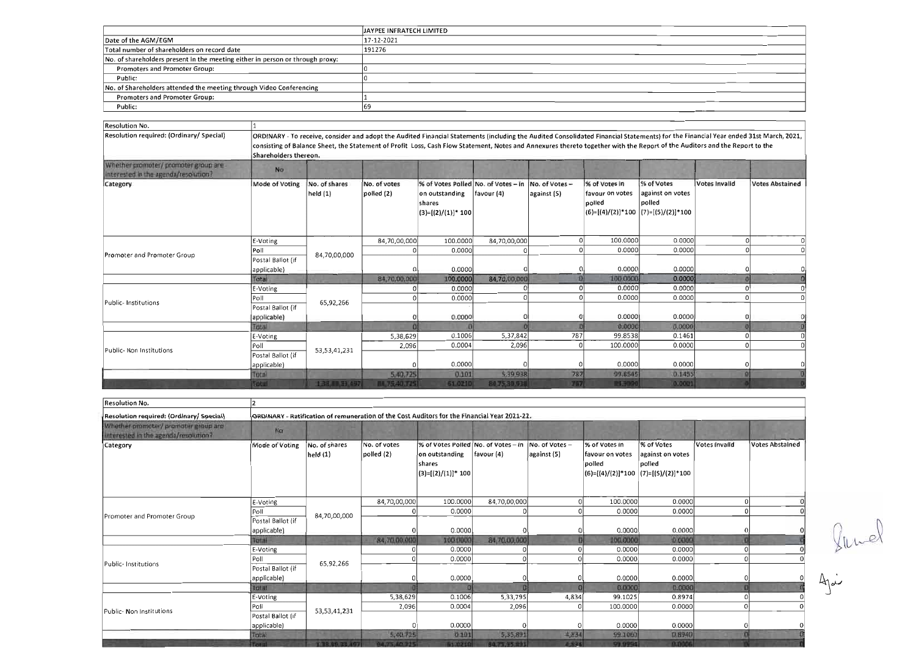| | JAYPEE INFRATECH LIMITED |
|---|---|
| Date of the AGM/EGM | 17-12-2021 |
| Total number of shareholders on record date | 191276 |
| No. of shareholders present in the meeting either in person or through proxy: | |
| Promoters and Promoter Group: | 0 |
| Public: | 0 |
| No. of Shareholders attended the meeting through Video Conferencing | |
| Promoters and Promoter Group: | 1 |
| Public: | 69 |

| Resolution No. | 1 | | | | | | | | | |
|---|---|---|---|---|---|---|---|---|---|---|
| Resolution required: (Ordinary/ Special) | ORDINARY - To receive, consider and adopt the Audited Financial Statements (including the Audited Consolidated Financial Statements) for the Financial Year ended 31st March, 2021, consisting of Balance Sheet, the Statement of Profit Loss, Cash Flow Statement, Notes and Annexures thereto together with the Report of the Auditors and the Report to the Shareholders thereon. | | | | | | | | | |
| Whether promoter/ promoter group are interested in the agenda/resolution? | No | | | | | | | | | |
| Category | Mode of Voting | No. of shares held (1) | No. of votes polled (2) | % of Votes Polled on outstanding shares (3)=[(2)/(1)]* 100 | No. of Votes – in favour (4) | No. of Votes – against (5) | % of Votes in favour on votes polled (6)=[(4)/(2)]*100 | % of Votes against on votes polled (7)=[(5)/(2)]*100 | Votes Invalid | Votes Abstained |
| Promoter and Promoter Group | E-Voting | 84,70,00,000 | 84,70,00,000 | 100.0000 | 84,70,00,000 | 0 | 100.0000 | 0.0000 | 0 | 0 |
| | Poll | | 0 | 0.0000 | 0 | 0 | 0.0000 | 0.0000 | 0 | 0 |
| | Postal Ballot (if applicable) | | 0 | 0.0000 | 0 | 0 | 0.0000 | 0.0000 | 0 | 0 |
| | Total | | 84,70,00,000 | 100.0000 | 84,70,00,000 | 0 | 100.0000 | 0.0000 | 0 | 0 |
| Public- Institutions | E-Voting | 65,92,266 | 0 | 0.0000 | 0 | 0 | 0.0000 | 0.0000 | 0 | 0 |
| | Poll | | 0 | 0.0000 | 0 | 0 | 0.0000 | 0.0000 | 0 | 0 |
| | Postal Ballot (if applicable) | | 0 | 0.0000 | 0 | 0 | 0.0000 | 0.0000 | 0 | 0 |
| | Total | | 0 | 0 | 0 | 0 | 0.0000 | 0.0000 | 0 | 0 |
| Public- Non Institutions | E-Voting | 53,53,41,231 | 5,38,629 | 0.1006 | 5,37,842 | 787 | 99.8538 | 0.1461 | 0 | 0 |
| | Poll | | 2,096 | 0.0004 | 2,096 | 0 | 100.0000 | 0.0000 | 0 | 0 |
| | Postal Ballot (if applicable) | | 0 | 0.0000 | 0 | 0 | 0.0000 | 0.0000 | 0 | 0 |
| | Total | | 5,40,725 | 0.101 | 5,39,938 | 787 | 99.8545 | 0.1455 | 0 | 0 |
| | Total | 1,38,89,33,497 | 84,75,40,725 | 61.0210 | 84,75,39,938 | 787 | 99.9999 | 0.0001 | 0 | 0 |

| Resolution No. | 2 | | | | | | | | | |
|---|---|---|---|---|---|---|---|---|---|---|
| Resolution required: (Ordinary/ Special) | ORDINARY - Ratification of remuneration of the Cost Auditors for the Financial Year 2021-22. | | | | | | | | | |
| Whether promoter/ promoter group are interested in the agenda/resolution? | No | | | | | | | | | |
| Category | Mode of Voting | No. of shares held (1) | No. of votes polled (2) | % of Votes Polled on outstanding shares (3)=[(2)/(1)]* 100 | No. of Votes – in favour (4) | No. of Votes – against (5) | % of Votes in favour on votes polled (6)=[(4)/(2)]*100 | % of Votes against on votes polled (7)=[(5)/(2)]*100 | Votes Invalid | Votes Abstained |
| Promoter and Promoter Group | E-Voting | 84,70,00,000 | 84,70,00,000 | 100.0000 | 84,70,00,000 | 0 | 100.0000 | 0.0000 | 0 | 0 |
| | Poll | | 0 | 0.0000 | 0 | 0 | 0.0000 | 0.0000 | 0 | 0 |
| | Postal Ballot (if applicable) | | 0 | 0.0000 | 0 | 0 | 0.0000 | 0.0000 | 0 | 0 |
| | Total | | 84,70,00,000 | 100.0000 | 84,70,00,000 | 0 | 100.0000 | 0.0000 | 0 | 0 |
| Public- Institutions | E-Voting | 65,92,266 | 0 | 0.0000 | 0 | 0 | 0.0000 | 0.0000 | 0 | 0 |
| | Poll | | 0 | 0.0000 | 0 | 0 | 0.0000 | 0.0000 | 0 | 0 |
| | Postal Ballot (if applicable) | | 0 | 0.0000 | 0 | 0 | 0.0000 | 0.0000 | 0 | 0 |
| | Total | | 0 | 0 | 0 | 0 | 0.0000 | 0.0000 | 0 | 0 |
| Public- Non Institutions | E-Voting | 53,53,41,231 | 5,38,629 | 0.1006 | 5,33,795 | 4,834 | 99.1025 | 0.8974 | 0 | 0 |
| | Poll | | 2,096 | 0.0004 | 2,096 | 0 | 100.0000 | 0.0000 | 0 | 0 |
| | Postal Ballot (if applicable) | | 0 | 0.0000 | 0 | 0 | 0.0000 | 0.0000 | 0 | 0 |
| | Total | | 5,40,725 | 0.101 | 5,35,891 | 4,834 | 99.1060 | 0.8940 | 0 | 0 |
| | Total | 1,38,89,33,497 | 84,75,40,725 | 61.0210 | 84,75,35,891 | 4,834 | 99.9994 | 0.0006 | 0 | 0 |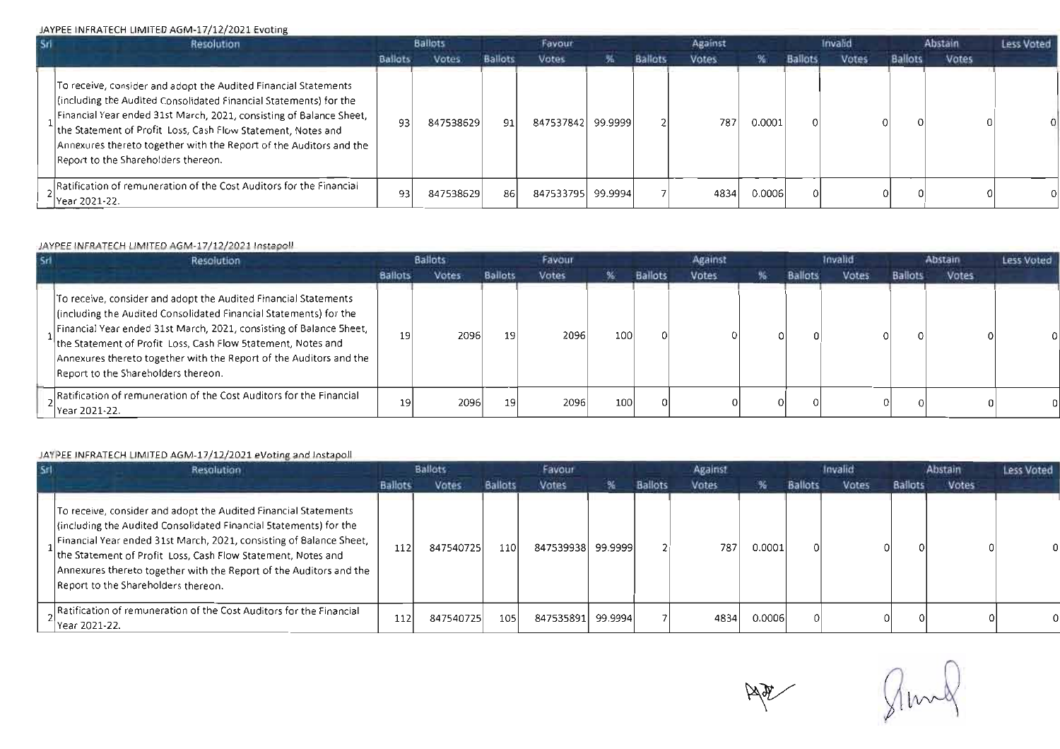JAYPEE INFRATECH LIMITED AGM-17/12/2021 Evoting

| Srl | Resolution | Ballots | | Favour | | | Against | | | Invalid | | Abstain | | Less Voted |
|---|---|---|---|---|---|---|---|---|---|---|---|---|---|---|
| | | Ballots | Votes | Ballots | Votes | % | Ballots | Votes | % | Ballots | Votes | Ballots | Votes | |
| 1 | To receive, consider and adopt the Audited Financial Statements (including the Audited Consolidated Financial Statements) for the Financial Year ended 31st March, 2021, consisting of Balance Sheet, the Statement of Profit Loss, Cash Flow Statement, Notes and Annexures thereto together with the Report of the Auditors and the Report to the Shareholders thereon. | 93 | 847538629 | 91 | 847537842 | 99.9999 | 2 | 787 | 0.0001 | 0 | 0 | 0 | 0 | 0 |
| 2 | Ratification of remuneration of the Cost Auditors for the Financial Year 2021-22. | 93 | 847538629 | 86 | 847533795 | 99.9994 | 7 | 4834 | 0.0006 | 0 | 0 | 0 | 0 | 0 |

JAYPEE INFRATECH LIMITED AGM-17/12/2021 Instapoll

| Srl | Resolution | Ballots | | Favour | | | Against | | | Invalid | | Abstain | | Less Voted |
|---|---|---|---|---|---|---|---|---|---|---|---|---|---|---|
| | | Ballots | Votes | Ballots | Votes | % | Ballots | Votes | % | Ballots | Votes | Ballots | Votes | |
| 1 | To receive, consider and adopt the Audited Financial Statements (including the Audited Consolidated Financial Statements) for the Financial Year ended 31st March, 2021, consisting of Balance Sheet, the Statement of Profit Loss, Cash Flow Statement, Notes and Annexures thereto together with the Report of the Auditors and the Report to the Shareholders thereon. | 19 | 2096 | 19 | 2096 | 100 | 0 | 0 | 0 | 0 | 0 | 0 | 0 | 0 |
| 2 | Ratification of remuneration of the Cost Auditors for the Financial Year 2021-22. | 19 | 2096 | 19 | 2096 | 100 | 0 | 0 | 0 | 0 | 0 | 0 | 0 | 0 |

JAYPEE INFRATECH LIMITED AGM-17/12/2021 eVoting and Instapoll

| Srl | Resolution | Ballots | | Favour | | | Against | | | Invalid | | Abstain | | Less Voted |
|---|---|---|---|---|---|---|---|---|---|---|---|---|---|---|
| | | Ballots | Votes | Ballots | Votes | % | Ballots | Votes | % | Ballots | Votes | Ballots | Votes | |
| 1 | To receive, consider and adopt the Audited Financial Statements (including the Audited Consolidated Financial Statements) for the Financial Year ended 31st March, 2021, consisting of Balance Sheet, the Statement of Profit Loss, Cash Flow Statement, Notes and Annexures thereto together with the Report of the Auditors and the Report to the Shareholders thereon. | 112 | 847540725 | 110 | 847539938 | 99.9999 | 2 | 787 | 0.0001 | 0 | 0 | 0 | 0 | 0 |
| 2 | Ratification of remuneration of the Cost Auditors for the Financial Year 2021-22. | 112 | 847540725 | 105 | 847535891 | 99.9994 | 7 | 4834 | 0.0006 | 0 | 0 | 0 | 0 | 0 |